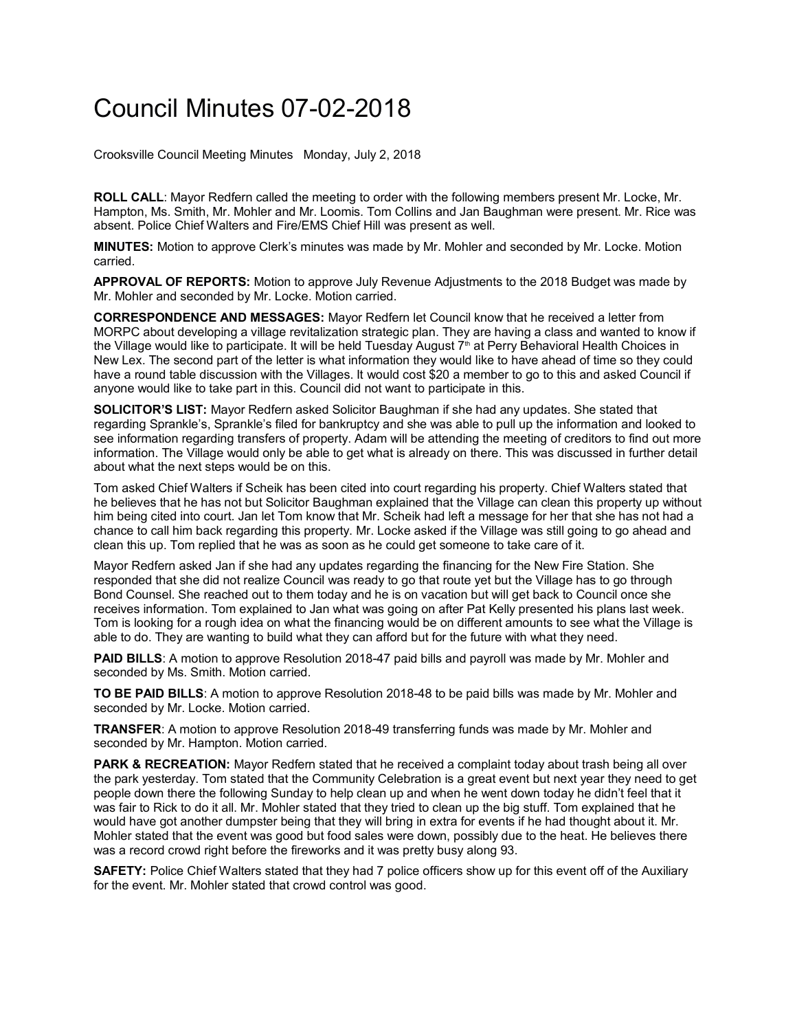# Council Minutes 07-02-2018

Crooksville Council Meeting Minutes Monday, July 2, 2018

**ROLL CALL**: Mayor Redfern called the meeting to order with the following members present Mr. Locke, Mr. Hampton, Ms. Smith, Mr. Mohler and Mr. Loomis. Tom Collins and Jan Baughman were present. Mr. Rice was absent. Police Chief Walters and Fire/EMS Chief Hill was present as well.

**MINUTES:** Motion to approve Clerk's minutes was made by Mr. Mohler and seconded by Mr. Locke. Motion carried.

**APPROVAL OF REPORTS:** Motion to approve July Revenue Adjustments to the 2018 Budget was made by Mr. Mohler and seconded by Mr. Locke. Motion carried.

**CORRESPONDENCE AND MESSAGES:** Mayor Redfern let Council know that he received a letter from MORPC about developing a village revitalization strategic plan. They are having a class and wanted to know if the Village would like to participate. It will be held Tuesday August 7th at Perry Behavioral Health Choices in New Lex. The second part of the letter is what information they would like to have ahead of time so they could have a round table discussion with the Villages. It would cost $20 a member to go to this and asked Council if anyone would like to take part in this. Council did not want to participate in this.

**SOLICITOR'S LIST:** Mayor Redfern asked Solicitor Baughman if she had any updates. She stated that regarding Sprankle's, Sprankle's filed for bankruptcy and she was able to pull up the information and looked to see information regarding transfers of property. Adam will be attending the meeting of creditors to find out more information. The Village would only be able to get what is already on there. This was discussed in further detail about what the next steps would be on this.

Tom asked Chief Walters if Scheik has been cited into court regarding his property. Chief Walters stated that he believes that he has not but Solicitor Baughman explained that the Village can clean this property up without him being cited into court. Jan let Tom know that Mr. Scheik had left a message for her that she has not had a chance to call him back regarding this property. Mr. Locke asked if the Village was still going to go ahead and clean this up. Tom replied that he was as soon as he could get someone to take care of it.

Mayor Redfern asked Jan if she had any updates regarding the financing for the New Fire Station. She responded that she did not realize Council was ready to go that route yet but the Village has to go through Bond Counsel. She reached out to them today and he is on vacation but will get back to Council once she receives information. Tom explained to Jan what was going on after Pat Kelly presented his plans last week. Tom is looking for a rough idea on what the financing would be on different amounts to see what the Village is able to do. They are wanting to build what they can afford but for the future with what they need.

**PAID BILLS**: A motion to approve Resolution 2018-47 paid bills and payroll was made by Mr. Mohler and seconded by Ms. Smith. Motion carried.

**TO BE PAID BILLS**: A motion to approve Resolution 2018-48 to be paid bills was made by Mr. Mohler and seconded by Mr. Locke. Motion carried.

**TRANSFER**: A motion to approve Resolution 2018-49 transferring funds was made by Mr. Mohler and seconded by Mr. Hampton. Motion carried.

**PARK & RECREATION:** Mayor Redfern stated that he received a complaint today about trash being all over the park yesterday. Tom stated that the Community Celebration is a great event but next year they need to get people down there the following Sunday to help clean up and when he went down today he didn't feel that it was fair to Rick to do it all. Mr. Mohler stated that they tried to clean up the big stuff. Tom explained that he would have got another dumpster being that they will bring in extra for events if he had thought about it. Mr. Mohler stated that the event was good but food sales were down, possibly due to the heat. He believes there was a record crowd right before the fireworks and it was pretty busy along 93.

**SAFETY:** Police Chief Walters stated that they had 7 police officers show up for this event off of the Auxiliary for the event. Mr. Mohler stated that crowd control was good.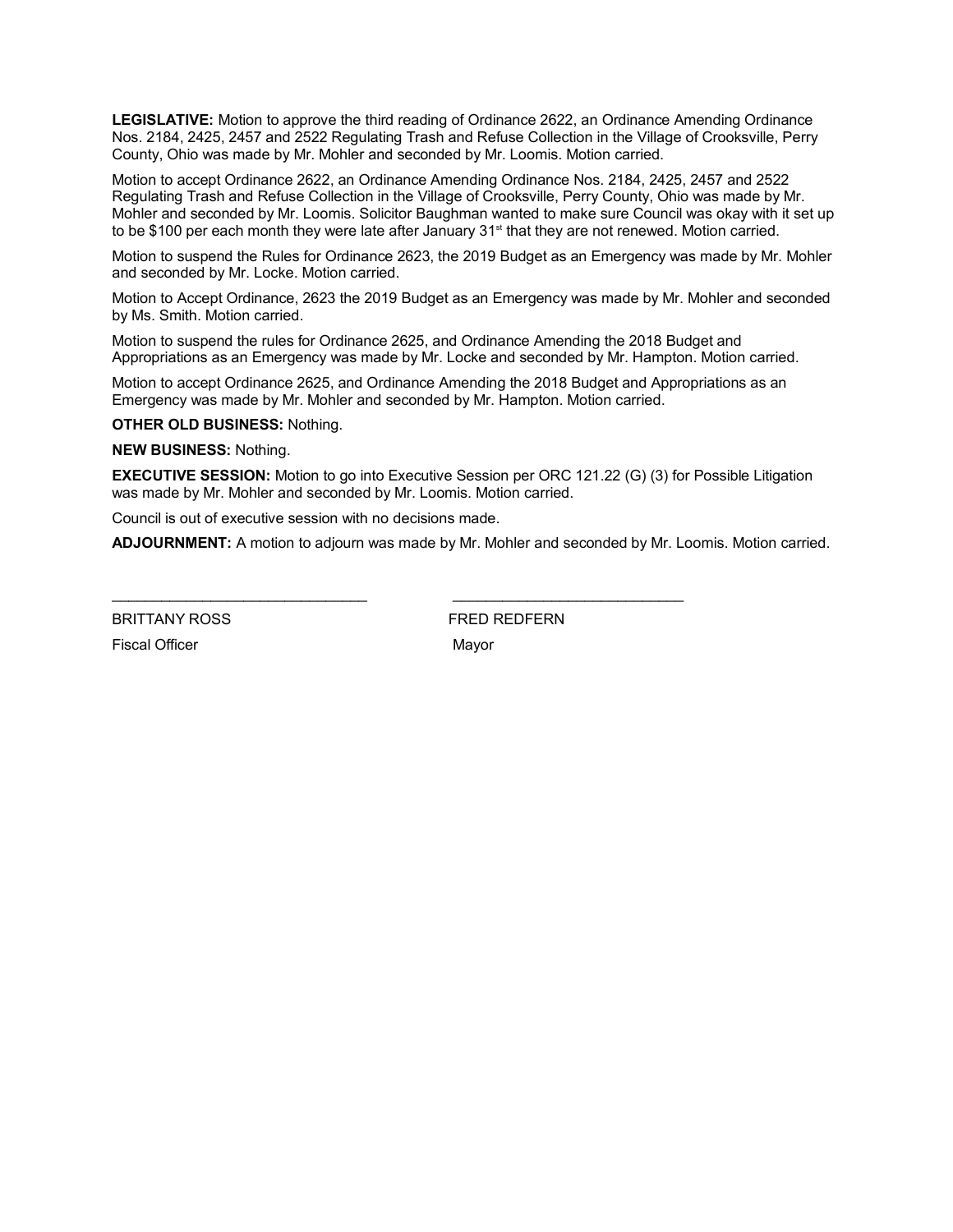**LEGISLATIVE:** Motion to approve the third reading of Ordinance 2622, an Ordinance Amending Ordinance Nos. 2184, 2425, 2457 and 2522 Regulating Trash and Refuse Collection in the Village of Crooksville, Perry County, Ohio was made by Mr. Mohler and seconded by Mr. Loomis. Motion carried.

Motion to accept Ordinance 2622, an Ordinance Amending Ordinance Nos. 2184, 2425, 2457 and 2522 Regulating Trash and Refuse Collection in the Village of Crooksville, Perry County, Ohio was made by Mr. Mohler and seconded by Mr. Loomis. Solicitor Baughman wanted to make sure Council was okay with it set up to be $100 per each month they were late after January 31st that they are not renewed. Motion carried.

Motion to suspend the Rules for Ordinance 2623, the 2019 Budget as an Emergency was made by Mr. Mohler and seconded by Mr. Locke. Motion carried.

Motion to Accept Ordinance, 2623 the 2019 Budget as an Emergency was made by Mr. Mohler and seconded by Ms. Smith. Motion carried.

Motion to suspend the rules for Ordinance 2625, and Ordinance Amending the 2018 Budget and Appropriations as an Emergency was made by Mr. Locke and seconded by Mr. Hampton. Motion carried.

Motion to accept Ordinance 2625, and Ordinance Amending the 2018 Budget and Appropriations as an Emergency was made by Mr. Mohler and seconded by Mr. Hampton. Motion carried.

**OTHER OLD BUSINESS:** Nothing.

**NEW BUSINESS:** Nothing.

**EXECUTIVE SESSION:** Motion to go into Executive Session per ORC 121.22 (G) (3) for Possible Litigation was made by Mr. Mohler and seconded by Mr. Loomis. Motion carried.

Council is out of executive session with no decisions made.

**ADJOURNMENT:** A motion to adjourn was made by Mr. Mohler and seconded by Mr. Loomis. Motion carried.

\_\_\_\_\_\_\_\_\_\_\_\_\_\_\_\_\_\_\_\_\_\_\_\_\_\_\_\_\_\_\_ \_\_\_\_\_\_\_\_\_\_\_\_\_\_\_\_\_\_\_\_\_\_\_\_\_\_\_\_\_\_\_

BRITTANY ROSS
Fiscal Officer

FRED REDFERN
Mayor